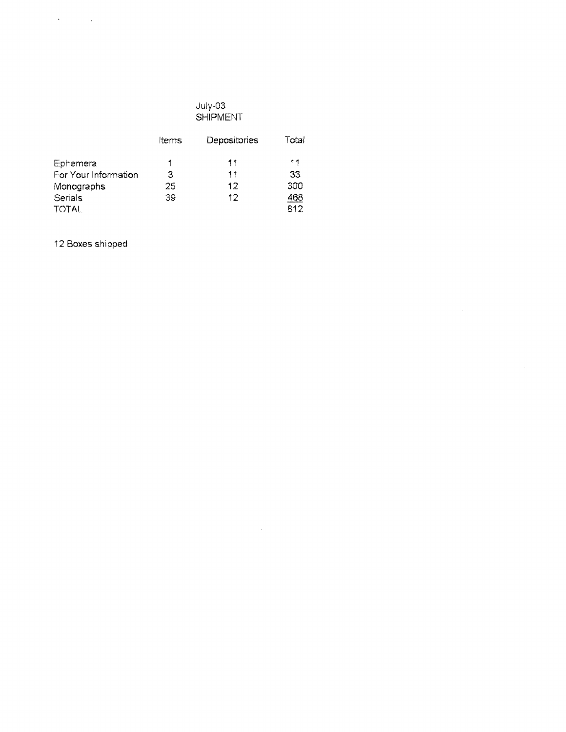July-03
SHIPMENT

| | Items | Depositories | Total |
|---|---|---|---|
| Ephemera | 1 | 11 | 11 |
| For Your Information | 3 | 11 | 33 |
| Monographs | 25 | 12 | 300 |
| Serials | 39 | 12 | 468 |
| TOTAL | | | 812 |

12 Boxes shipped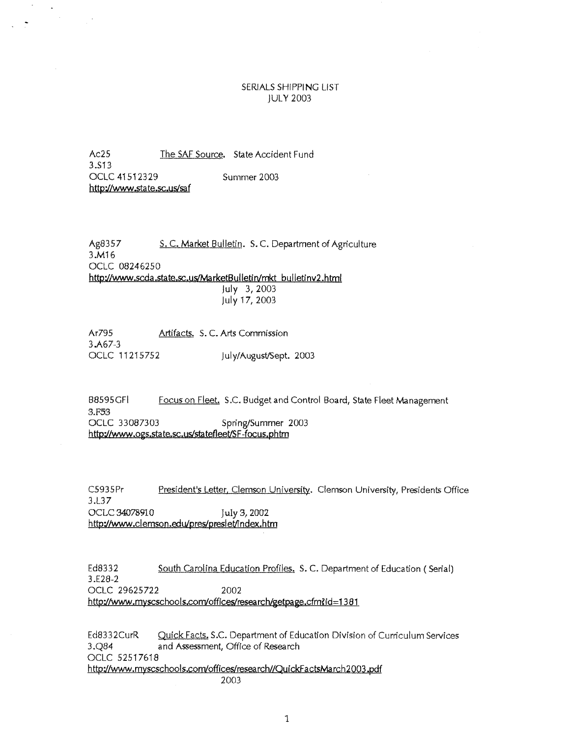SERIALS SHIPPING LIST
JULY 2003

Ac25 The SAF Source. State Accident Fund
3.S13
OCLC 41512329 Summer 2003
http://www.state.sc.us/saf

Ag8357 S. C. Market Bulletin. S. C. Department of Agriculture
3.M16
OCLC 08246250
http://www.scda.state.sc.us/MarketBulletin/mkt_bulletinv2.html
July 3, 2003
July 17, 2003

Ar795 Artifacts. S. C. Arts Commission
3.A67-3
OCLC 11215752 July/August/Sept. 2003

B8595GFl Focus on Fleet. S.C. Budget and Control Board, State Fleet Management
3.F53
OCLC 33087303 Spring/Summer 2003
http://www.ogs.state.sc.us/statefleet/SF-focus.phtm

C5935Pr President's Letter, Clemson University. Clemson University, Presidents Office
3.L37
OCLC 34078910 July 3, 2002
http://www.clemson.edu/pres/preslet/index.htm

Ed8332 South Carolina Education Profiles. S. C. Department of Education ( Serial)
3.E28-2
OCLC 29625722 2002
http://www.myscschools.com/offices/research/getpage.cfm?id=1381

Ed8332CurR Quick Facts. S.C. Department of Education Division of Curriculum Services and Assessment, Office of Research
3.Q84
OCLC 52517618
http://www.myscschools.com/offices/research//QuickFactsMarch2003.pdf
2003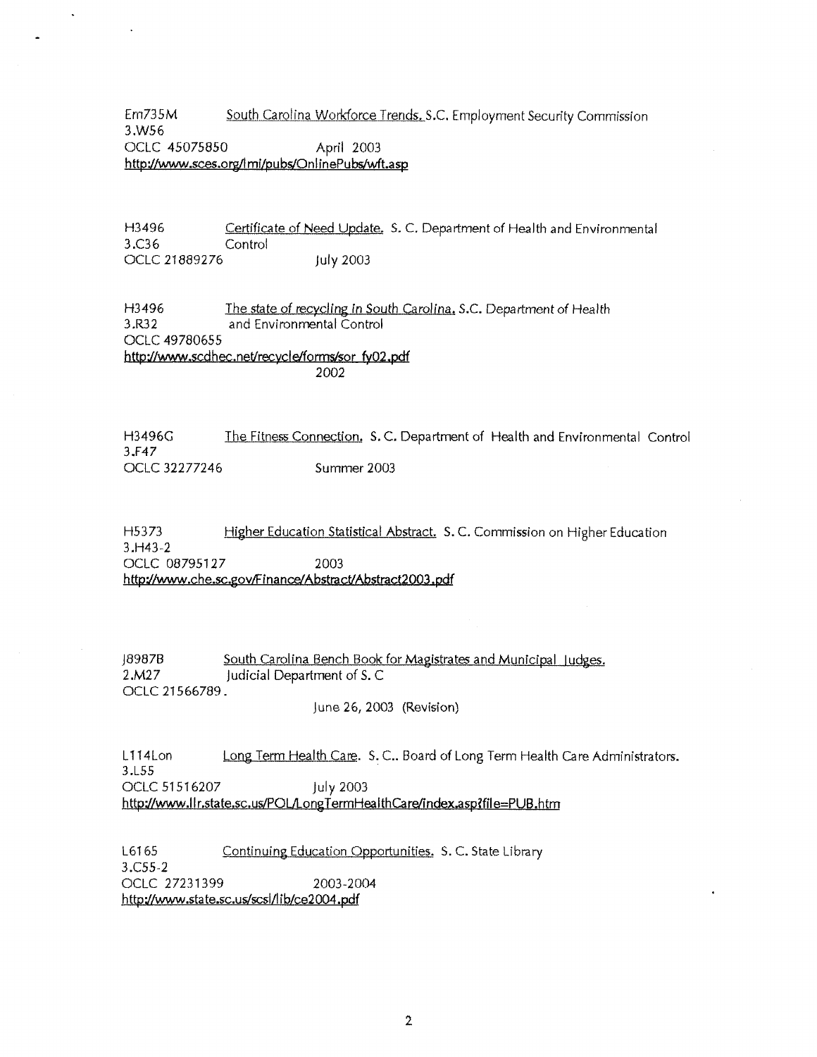Em735M &nbsp;&nbsp;&nbsp;&nbsp; South Carolina Workforce Trends. S.C. Employment Security Commission  
3.W56  
OCLC 45075850 &nbsp;&nbsp;&nbsp;&nbsp; April 2003  
http://www.sces.org/lmi/pubs/OnlinePubs/wft.asp

H3496 &nbsp;&nbsp;&nbsp;&nbsp; Certificate of Need Update. S. C. Department of Health and Environmental  
3.C36 &nbsp;&nbsp;&nbsp;&nbsp; Control  
OCLC 21889276 &nbsp;&nbsp;&nbsp;&nbsp; July 2003

H3496 &nbsp;&nbsp;&nbsp;&nbsp; The state of recycling in South Carolina. S.C. Department of Health  
3.R32 &nbsp;&nbsp;&nbsp;&nbsp; and Environmental Control  
OCLC 49780655  
http://www.scdhec.net/recycle/forms/sor_fy02.pdf  
2002

H3496G &nbsp;&nbsp;&nbsp;&nbsp; The Fitness Connection. S. C. Department of Health and Environmental Control  
3.F47  
OCLC 32277246 &nbsp;&nbsp;&nbsp;&nbsp; Summer 2003

H5373 &nbsp;&nbsp;&nbsp;&nbsp; Higher Education Statistical Abstract. S. C. Commission on Higher Education  
3.H43-2  
OCLC 08795127 &nbsp;&nbsp;&nbsp;&nbsp; 2003  
http://www.che.sc.gov/Finance/Abstract/Abstract2003.pdf

J8987B &nbsp;&nbsp;&nbsp;&nbsp; South Carolina Bench Book for Magistrates and Municipal Judges.  
2.M27 &nbsp;&nbsp;&nbsp;&nbsp; Judicial Department of S. C  
OCLC 21566789.  
June 26, 2003 (Revision)

L114Lon &nbsp;&nbsp;&nbsp;&nbsp; Long Term Health Care. S. C.. Board of Long Term Health Care Administrators.  
3.L55  
OCLC 51516207 &nbsp;&nbsp;&nbsp;&nbsp; July 2003  
http://www.llr.state.sc.us/POL/LongTermHealthCare/index.asp?file=PUB.htm

L6165 &nbsp;&nbsp;&nbsp;&nbsp; Continuing Education Opportunities. S. C. State Library  
3.C55-2  
OCLC 27231399 &nbsp;&nbsp;&nbsp;&nbsp; 2003-2004  
http://www.state.sc.us/scsl/lib/ce2004.pdf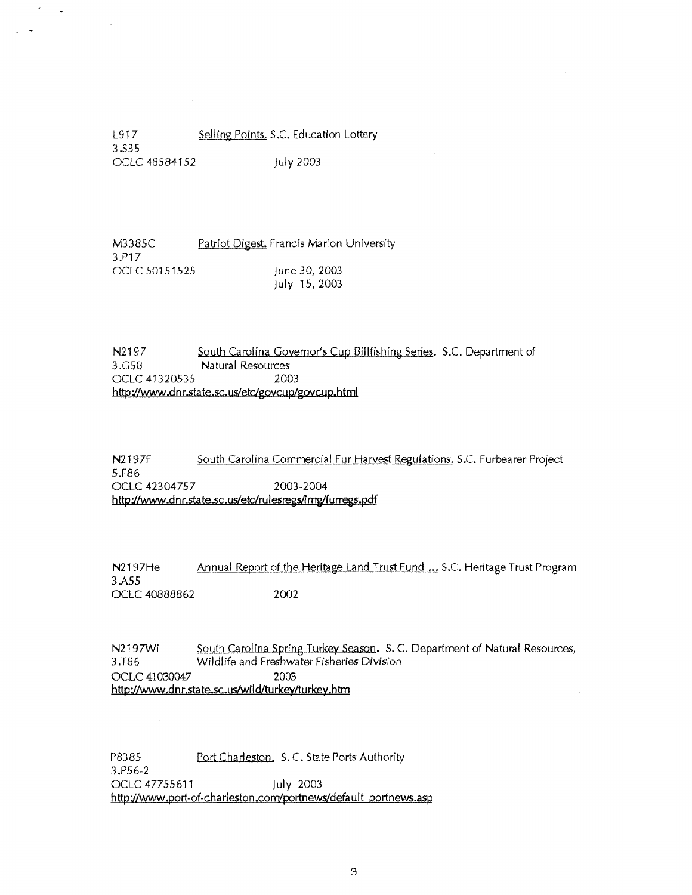L917 3.S35 OCLC 48584152 — Selling Points. S.C. Education Lottery
July 2003

M3385C 3.P17 OCLC 50151525 — Patriot Digest. Francis Marion University
June 30, 2003
July 15, 2003

N2197 3.G58 OCLC 41320535 — South Carolina Governor's Cup Billfishing Series. S.C. Department of Natural Resources
2003
http://www.dnr.state.sc.us/etc/govcup/govcup.html

N2197F 5.F86 OCLC 42304757 — South Carolina Commercial Fur Harvest Regulations. S.C. Furbearer Project
2003-2004
http://www.dnr.state.sc.us/etc/rulesregs/img/furregs.pdf

N2197He 3.A55 OCLC 40888862 — Annual Report of the Heritage Land Trust Fund ... S.C. Heritage Trust Program
2002

N2197Wi 3.T86 OCLC 41030047 — South Carolina Spring Turkey Season. S. C. Department of Natural Resources, Wildlife and Freshwater Fisheries Division
2003
http://www.dnr.state.sc.us/wild/turkey/turkey.htm

P8385 3.P56-2 OCLC 47755611 — Port Charleston. S. C. State Ports Authority
July 2003
http://www.port-of-charleston.com/portnews/default_portnews.asp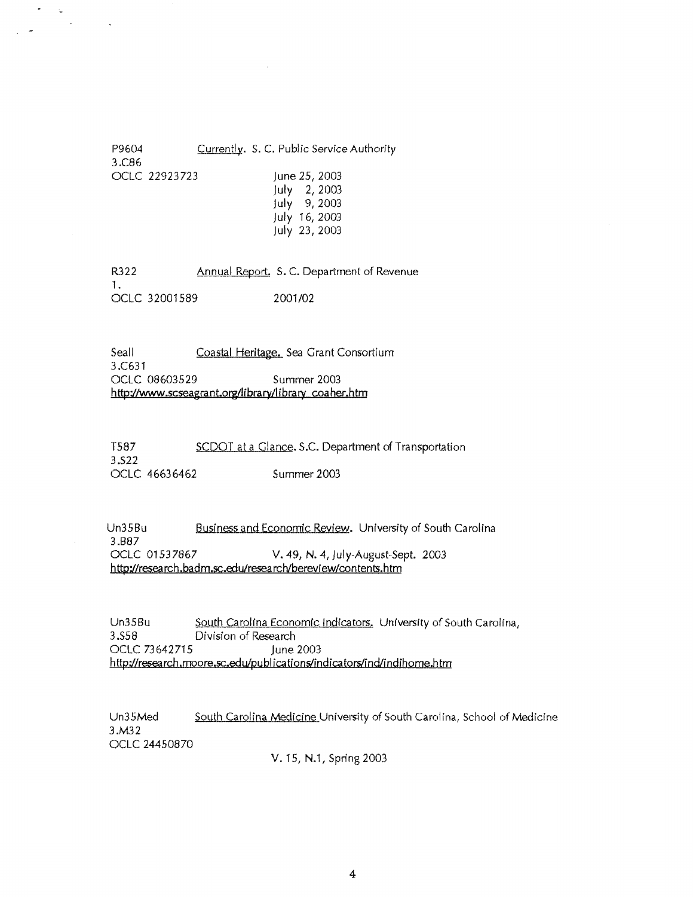P9604 3.C86 OCLC 22923723

Currently. S. C. Public Service Authority

June 25, 2003
July 2, 2003
July 9, 2003
July 16, 2003
July 23, 2003

R322 1. OCLC 32001589

Annual Report. S. C. Department of Revenue

2001/02

Seall 3.C631 OCLC 08603529

Coastal Heritage. Sea Grant Consortium

Summer 2003

http://www.scseagrant.org/library/library_coaher.htm

T587 3.S22 OCLC 46636462

SCDOT at a Glance. S.C. Department of Transportation

Summer 2003

Un35Bu 3.B87 OCLC 01537867

Business and Economic Review. University of South Carolina

V. 49, N. 4, July-August-Sept. 2003

http://research.badm.sc.edu/research/bereview/contents.htm

Un35Bu 3.S58 OCLC 73642715

South Carolina Economic Indicators. University of South Carolina, Division of Research

June 2003

http://research.moore.sc.edu/publications/indicators/ind/indihome.htm

Un35Med 3.M32 OCLC 24450870

South Carolina Medicine University of South Carolina, School of Medicine

V. 15, N.1, Spring 2003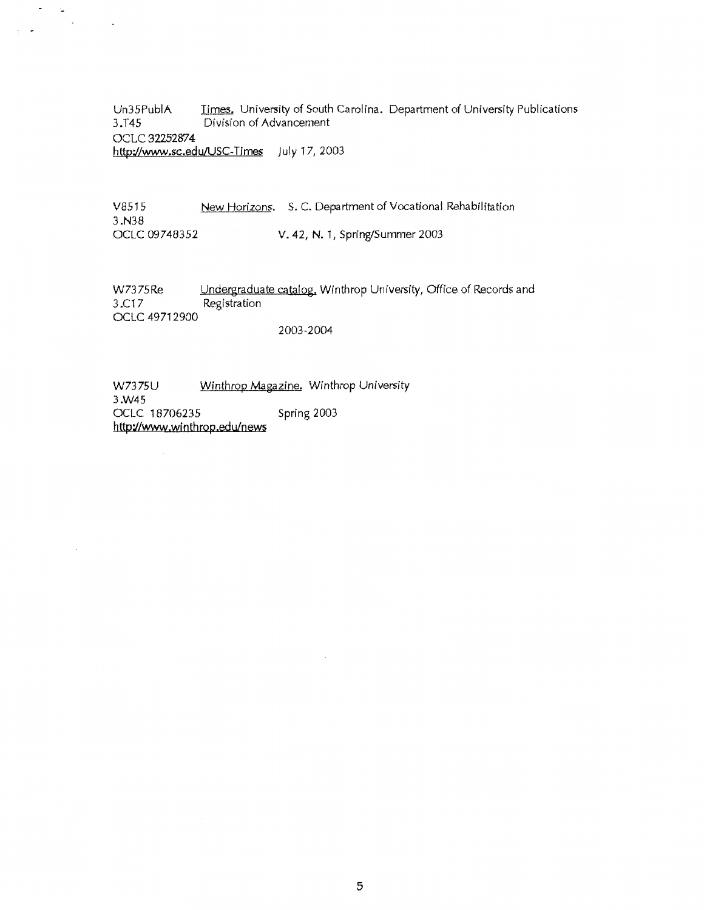Un35PublA    Times. University of South Carolina. Department of University Publications
3.T45    Division of Advancement
OCLC 32252874
http://www.sc.edu/USC-Times    July 17, 2003

V8515    New Horizons. S. C. Department of Vocational Rehabilitation
3.N38
OCLC 09748352    V. 42, N. 1, Spring/Summer 2003

W7375Re    Undergraduate catalog. Winthrop University, Office of Records and
3.C17    Registration
OCLC 49712900
2003-2004

W7375U    Winthrop Magazine. Winthrop University
3.W45
OCLC 18706235    Spring 2003
http://www.winthrop.edu/news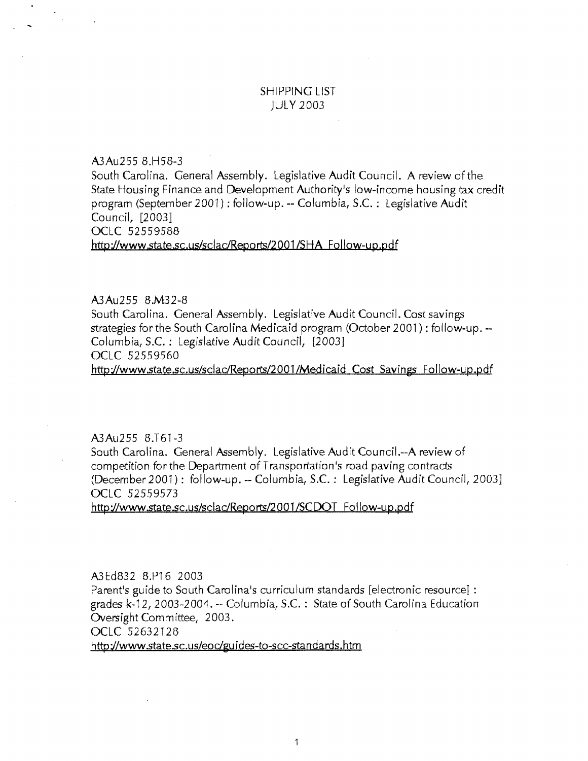# SHIPPING LIST
# JULY 2003

A3Au255 8.H58-3
South Carolina. General Assembly. Legislative Audit Council. A review of the State Housing Finance and Development Authority's low-income housing tax credit program (September 2001) : follow-up. -- Columbia, S.C. : Legislative Audit Council, [2003]
OCLC 52559588
http://www.state.sc.us/sclac/Reports/2001/SHA_Follow-up.pdf

A3Au255 8.M32-8
South Carolina. General Assembly. Legislative Audit Council. Cost savings strategies for the South Carolina Medicaid program (October 2001) : follow-up. -- Columbia, S.C. : Legislative Audit Council, [2003]
OCLC 52559560
http://www.state.sc.us/sclac/Reports/2001/Medicaid_Cost_Savings_Follow-up.pdf

A3Au255 8.T61-3
South Carolina. General Assembly. Legislative Audit Council.--A review of competition for the Department of Transportation's road paving contracts (December 2001) : follow-up. -- Columbia, S.C. : Legislative Audit Council, 2003]
OCLC 52559573
http://www.state.sc.us/sclac/Reports/2001/SCDOT_Follow-up.pdf

A3Ed832 8.P16 2003
Parent's guide to South Carolina's curriculum standards [electronic resource] : grades k-12, 2003-2004. -- Columbia, S.C. : State of South Carolina Education Oversight Committee, 2003.
OCLC 52632128
http://www.state.sc.us/eoc/guides-to-scc-standards.htm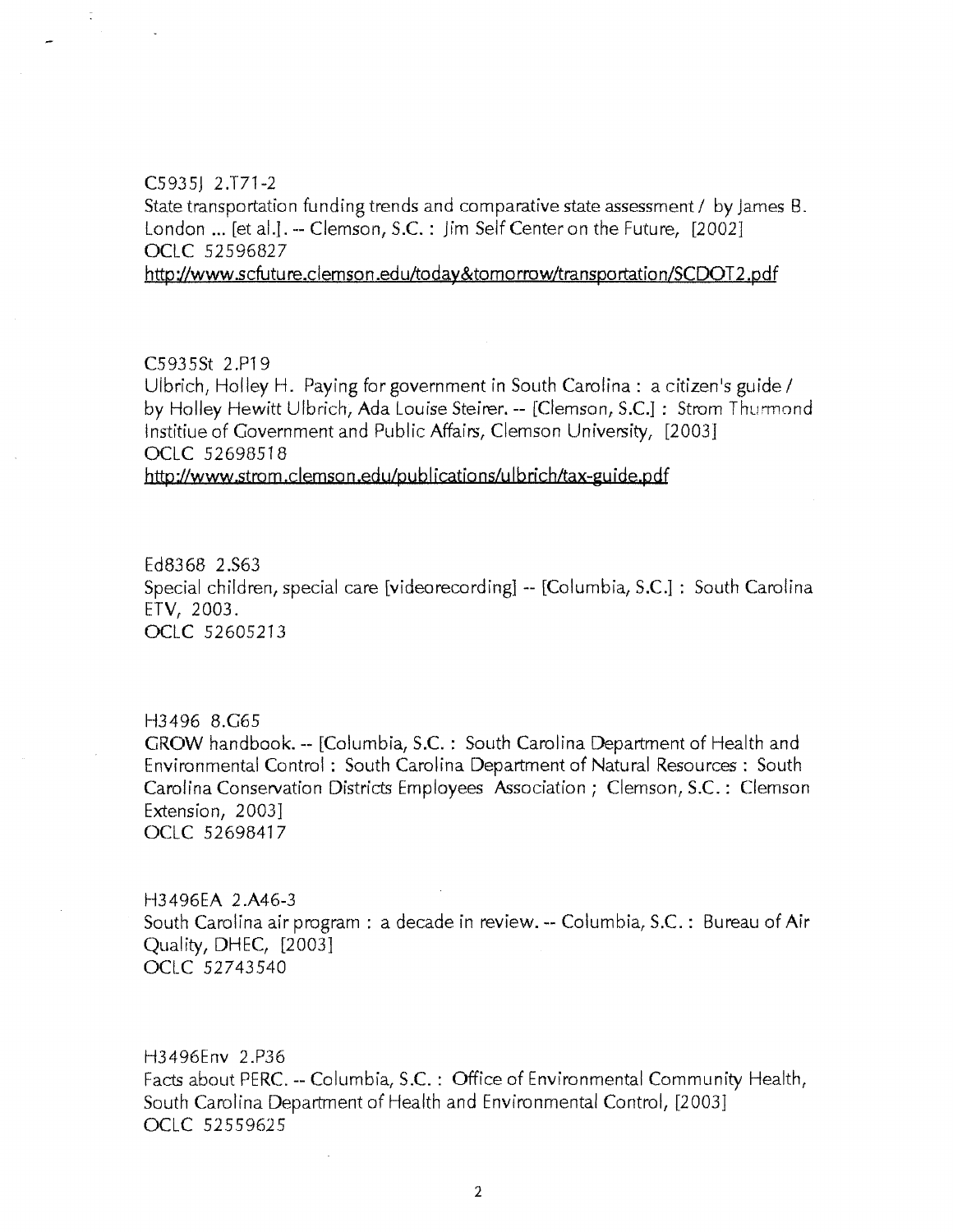C5935J 2.T71-2
State transportation funding trends and comparative state assessment / by James B. London ... [et al.]. -- Clemson, S.C. : Jim Self Center on the Future, [2002]
OCLC 52596827
http://www.scfuture.clemson.edu/today&tomorrow/transportation/SCDOT2.pdf

C5935St 2.P19
Ulbrich, Holley H. Paying for government in South Carolina : a citizen's guide / by Holley Hewitt Ulbrich, Ada Louise Steirer. -- [Clemson, S.C.] : Strom Thurmond Institiue of Government and Public Affairs, Clemson University, [2003]
OCLC 52698518
http://www.strom.clemson.edu/publications/ulbrich/tax-guide.pdf

Ed8368 2.S63
Special children, special care [videorecording] -- [Columbia, S.C.] : South Carolina ETV, 2003.
OCLC 52605213

H3496 8.G65
GROW handbook. -- [Columbia, S.C. : South Carolina Department of Health and Environmental Control : South Carolina Department of Natural Resources : South Carolina Conservation Districts Employees Association ; Clemson, S.C. : Clemson Extension, 2003]
OCLC 52698417

H3496EA 2.A46-3
South Carolina air program : a decade in review. -- Columbia, S.C. : Bureau of Air Quality, DHEC, [2003]
OCLC 52743540

H3496Env 2.P36
Facts about PERC. -- Columbia, S.C. : Office of Environmental Community Health, South Carolina Department of Health and Environmental Control, [2003]
OCLC 52559625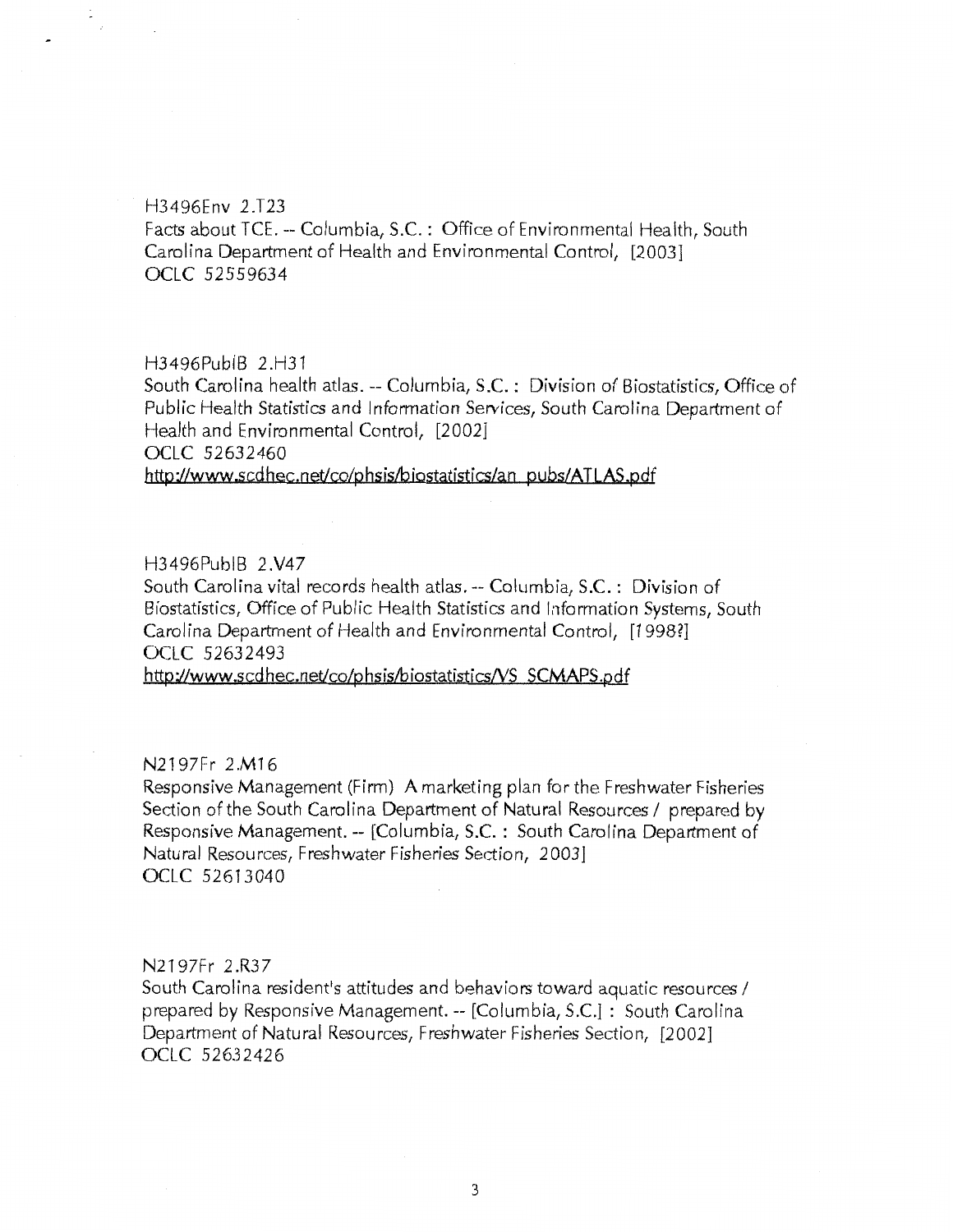H3496Env 2.T23
Facts about TCE. -- Columbia, S.C. : Office of Environmental Health, South Carolina Department of Health and Environmental Control, [2003]
OCLC 52559634

H3496PublB 2.H31
South Carolina health atlas. -- Columbia, S.C. : Division of Biostatistics, Office of Public Health Statistics and Information Services, South Carolina Department of Health and Environmental Control, [2002]
OCLC 52632460
http://www.scdhec.net/co/phsis/biostatistics/an_pubs/ATLAS.pdf

H3496PublB 2.V47
South Carolina vital records health atlas. -- Columbia, S.C. : Division of Biostatistics, Office of Public Health Statistics and Information Systems, South Carolina Department of Health and Environmental Control, [1998?]
OCLC 52632493
http://www.scdhec.net/co/phsis/biostatistics/VS_SCMAPS.pdf

N2197Fr 2.M16
Responsive Management (Firm) A marketing plan for the Freshwater Fisheries Section of the South Carolina Department of Natural Resources / prepared by Responsive Management. -- [Columbia, S.C. : South Carolina Department of Natural Resources, Freshwater Fisheries Section, 2003]
OCLC 52613040

N2197Fr 2.R37
South Carolina resident's attitudes and behaviors toward aquatic resources / prepared by Responsive Management. -- [Columbia, S.C.] : South Carolina Department of Natural Resources, Freshwater Fisheries Section, [2002]
OCLC 52632426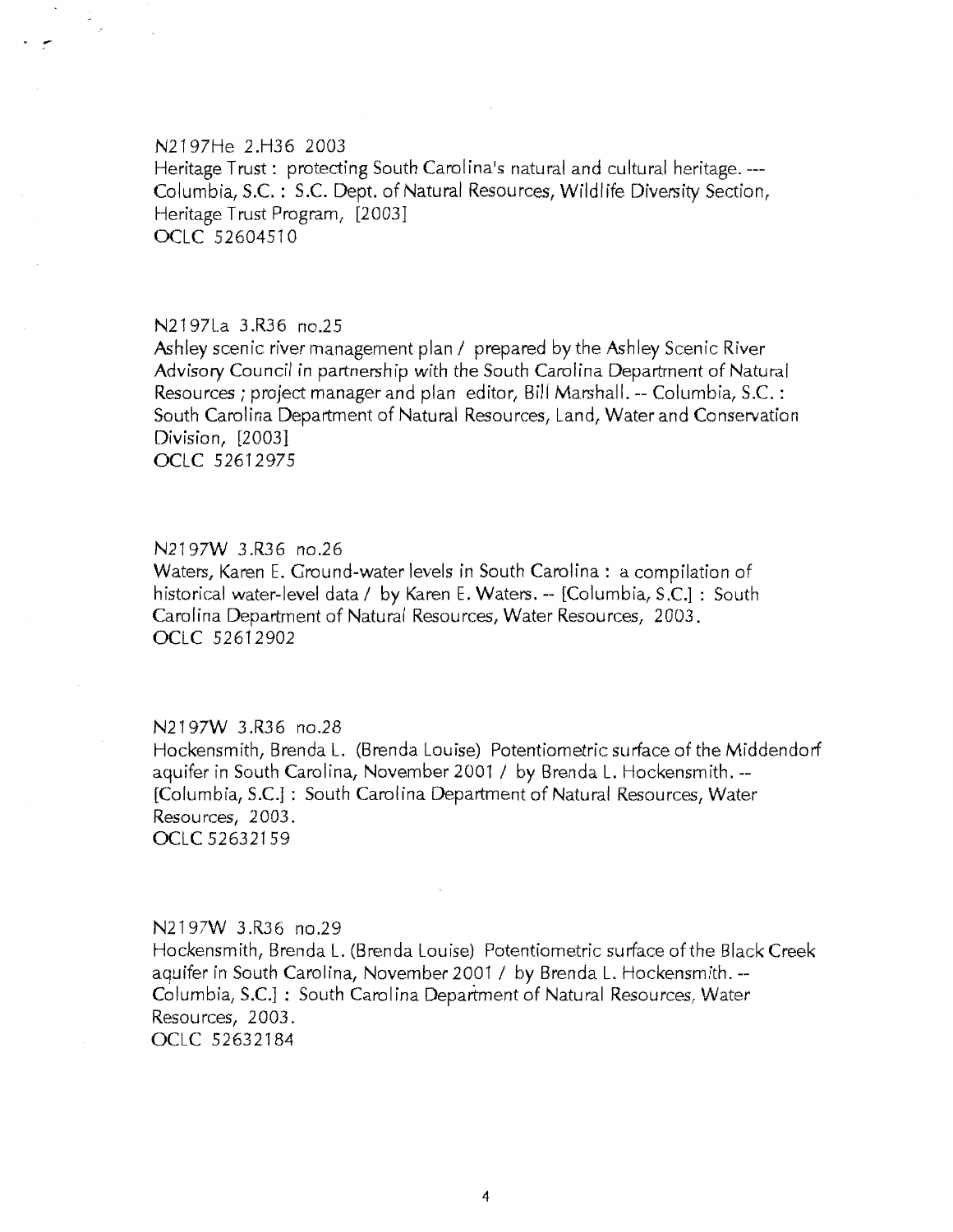N2197He 2.H36 2003
Heritage Trust : protecting South Carolina's natural and cultural heritage. --- Columbia, S.C. : S.C. Dept. of Natural Resources, Wildlife Diversity Section, Heritage Trust Program, [2003]
OCLC 52604510

N2197La 3.R36 no.25
Ashley scenic river management plan / prepared by the Ashley Scenic River Advisory Council in partnership with the South Carolina Department of Natural Resources ; project manager and plan editor, Bill Marshall. -- Columbia, S.C. : South Carolina Department of Natural Resources, Land, Water and Conservation Division, [2003]
OCLC 52612975

N2197W 3.R36 no.26
Waters, Karen E. Ground-water levels in South Carolina : a compilation of historical water-level data / by Karen E. Waters. -- [Columbia, S.C.] : South Carolina Department of Natural Resources, Water Resources, 2003.
OCLC 52612902

N2197W 3.R36 no.28
Hockensmith, Brenda L. (Brenda Louise) Potentiometric surface of the Middendorf aquifer in South Carolina, November 2001 / by Brenda L. Hockensmith. -- [Columbia, S.C.] : South Carolina Department of Natural Resources, Water Resources, 2003.
OCLC 52632159

N2197W 3.R36 no.29
Hockensmith, Brenda L. (Brenda Louise) Potentiometric surface of the Black Creek aquifer in South Carolina, November 2001 / by Brenda L. Hockensmith. -- Columbia, S.C.] : South Carolina Department of Natural Resources, Water Resources, 2003.
OCLC 52632184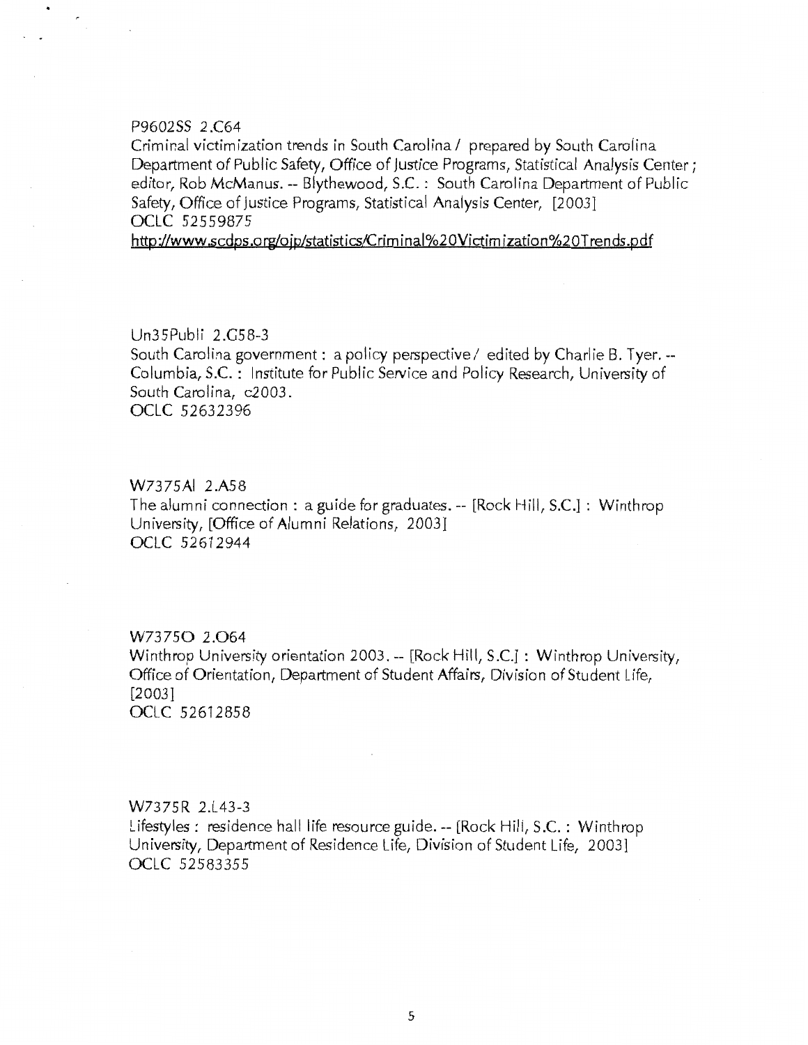P9602SS 2.C64
Criminal victimization trends in South Carolina / prepared by South Carolina Department of Public Safety, Office of Justice Programs, Statistical Analysis Center ; editor, Rob McManus. -- Blythewood, S.C. : South Carolina Department of Public Safety, Office of Justice Programs, Statistical Analysis Center, [2003]
OCLC 52559875
http://www.scdps.org/ojp/statistics/Criminal%20Victimization%20Trends.pdf

Un35Publi 2.G58-3
South Carolina government : a policy perspective / edited by Charlie B. Tyer. -- Columbia, S.C. : Institute for Public Service and Policy Research, University of South Carolina, c2003.
OCLC 52632396

W7375Al 2.A58
The alumni connection : a guide for graduates. -- [Rock Hill, S.C.] : Winthrop University, [Office of Alumni Relations, 2003]
OCLC 52612944

W7375O 2.O64
Winthrop University orientation 2003. -- [Rock Hill, S.C.] : Winthrop University, Office of Orientation, Department of Student Affairs, Division of Student Life, [2003]
OCLC 52612858

W7375R 2.L43-3
Lifestyles : residence hall life resource guide. -- [Rock Hill, S.C. : Winthrop University, Department of Residence Life, Division of Student Life, 2003]
OCLC 52583355